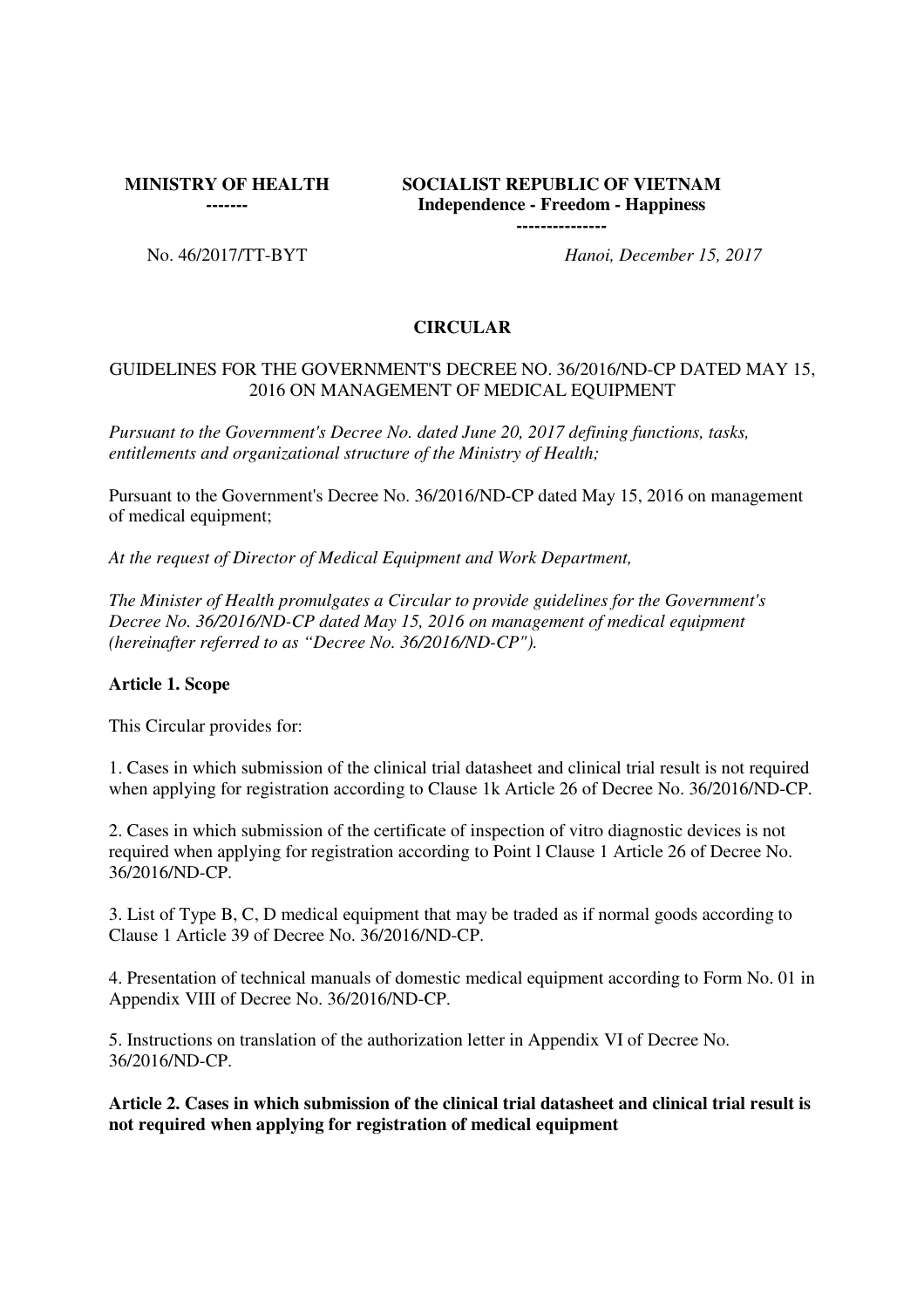| MINISTRY OF HEALTH<br>------- | SOCIALIST REPUBLIC OF VIETNAM<br>Independence - Freedom - Happiness<br>--------------- |
|---|---|
| No. 46/2017/TT-BYT | *Hanoi, December 15, 2017* |

# CIRCULAR

GUIDELINES FOR THE GOVERNMENT'S DECREE NO. 36/2016/ND-CP DATED MAY 15, 2016 ON MANAGEMENT OF MEDICAL EQUIPMENT

*Pursuant to the Government's Decree No. dated June 20, 2017 defining functions, tasks, entitlements and organizational structure of the Ministry of Health;*

Pursuant to the Government's Decree No. 36/2016/ND-CP dated May 15, 2016 on management of medical equipment;

*At the request of Director of Medical Equipment and Work Department,*

*The Minister of Health promulgates a Circular to provide guidelines for the Government's Decree No. 36/2016/ND-CP dated May 15, 2016 on management of medical equipment (hereinafter referred to as "Decree No. 36/2016/ND-CP").*

**Article 1. Scope**

This Circular provides for:

1. Cases in which submission of the clinical trial datasheet and clinical trial result is not required when applying for registration according to Clause 1k Article 26 of Decree No. 36/2016/ND-CP.

2. Cases in which submission of the certificate of inspection of vitro diagnostic devices is not required when applying for registration according to Point l Clause 1 Article 26 of Decree No. 36/2016/ND-CP.

3. List of Type B, C, D medical equipment that may be traded as if normal goods according to Clause 1 Article 39 of Decree No. 36/2016/ND-CP.

4. Presentation of technical manuals of domestic medical equipment according to Form No. 01 in Appendix VIII of Decree No. 36/2016/ND-CP.

5. Instructions on translation of the authorization letter in Appendix VI of Decree No. 36/2016/ND-CP.

**Article 2. Cases in which submission of the clinical trial datasheet and clinical trial result is not required when applying for registration of medical equipment**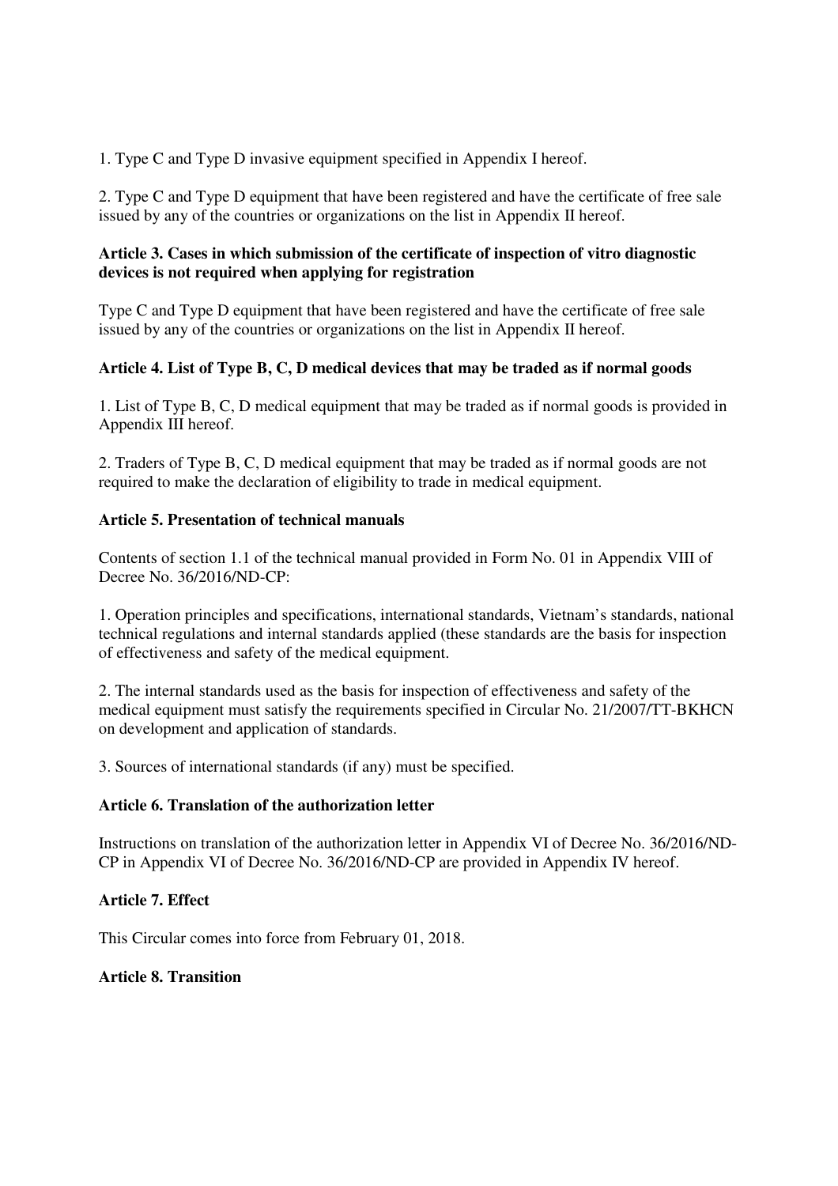1. Type C and Type D invasive equipment specified in Appendix I hereof.

2. Type C and Type D equipment that have been registered and have the certificate of free sale issued by any of the countries or organizations on the list in Appendix II hereof.

**Article 3. Cases in which submission of the certificate of inspection of vitro diagnostic devices is not required when applying for registration**

Type C and Type D equipment that have been registered and have the certificate of free sale issued by any of the countries or organizations on the list in Appendix II hereof.

**Article 4. List of Type B, C, D medical devices that may be traded as if normal goods**

1. List of Type B, C, D medical equipment that may be traded as if normal goods is provided in Appendix III hereof.

2. Traders of Type B, C, D medical equipment that may be traded as if normal goods are not required to make the declaration of eligibility to trade in medical equipment.

**Article 5. Presentation of technical manuals**

Contents of section 1.1 of the technical manual provided in Form No. 01 in Appendix VIII of Decree No. 36/2016/ND-CP:

1. Operation principles and specifications, international standards, Vietnam's standards, national technical regulations and internal standards applied (these standards are the basis for inspection of effectiveness and safety of the medical equipment.

2. The internal standards used as the basis for inspection of effectiveness and safety of the medical equipment must satisfy the requirements specified in Circular No. 21/2007/TT-BKHCN on development and application of standards.

3. Sources of international standards (if any) must be specified.

**Article 6. Translation of the authorization letter**

Instructions on translation of the authorization letter in Appendix VI of Decree No. 36/2016/ND-CP in Appendix VI of Decree No. 36/2016/ND-CP are provided in Appendix IV hereof.

**Article 7. Effect**

This Circular comes into force from February 01, 2018.

**Article 8. Transition**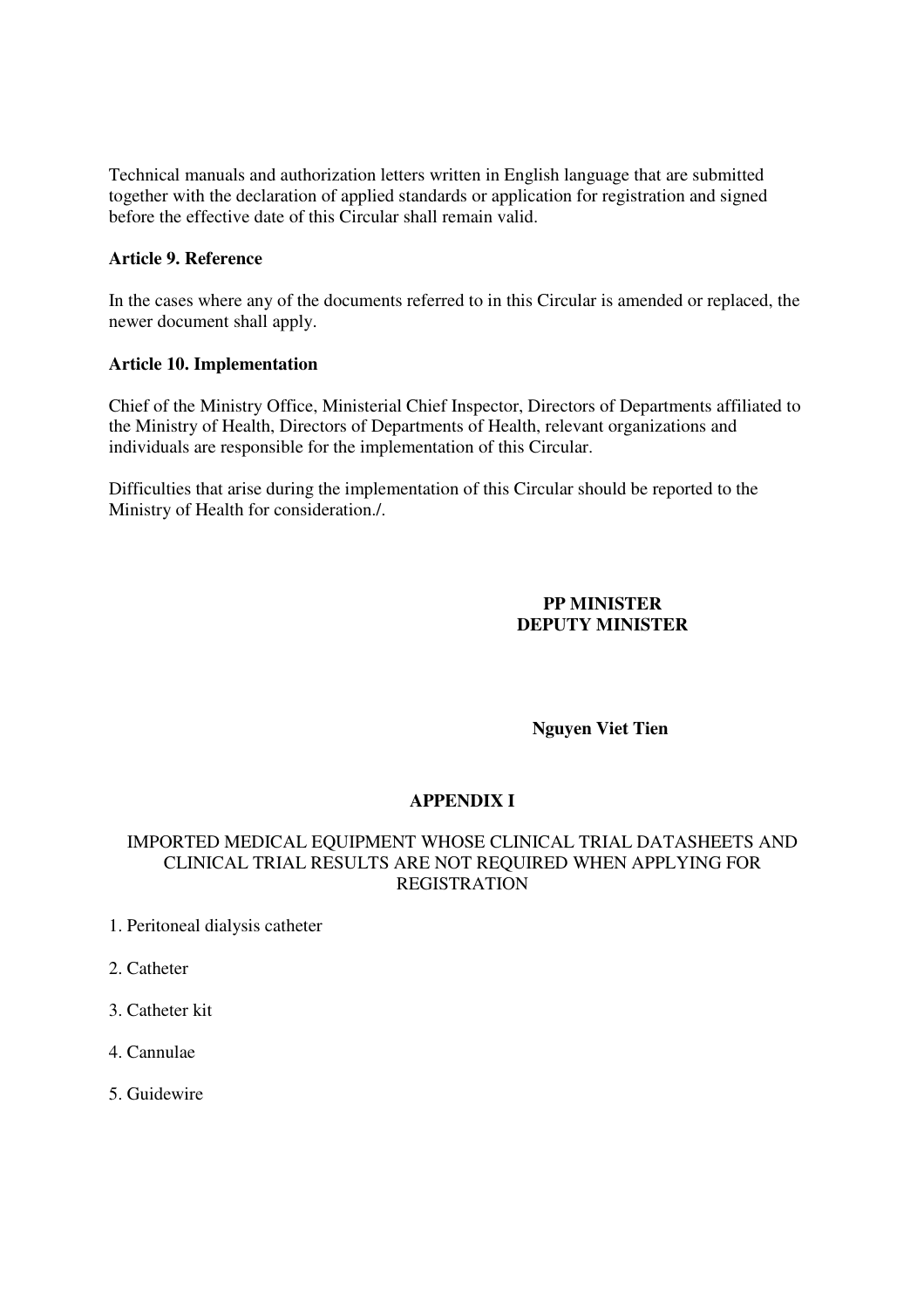Technical manuals and authorization letters written in English language that are submitted together with the declaration of applied standards or application for registration and signed before the effective date of this Circular shall remain valid.

**Article 9. Reference**

In the cases where any of the documents referred to in this Circular is amended or replaced, the newer document shall apply.

**Article 10. Implementation**

Chief of the Ministry Office, Ministerial Chief Inspector, Directors of Departments affiliated to the Ministry of Health, Directors of Departments of Health, relevant organizations and individuals are responsible for the implementation of this Circular.

Difficulties that arise during the implementation of this Circular should be reported to the Ministry of Health for consideration./.

**PP MINISTER**
**DEPUTY MINISTER**

**Nguyen Viet Tien**

## APPENDIX I

IMPORTED MEDICAL EQUIPMENT WHOSE CLINICAL TRIAL DATASHEETS AND CLINICAL TRIAL RESULTS ARE NOT REQUIRED WHEN APPLYING FOR REGISTRATION

1. Peritoneal dialysis catheter

2. Catheter

3. Catheter kit

4. Cannulae

5. Guidewire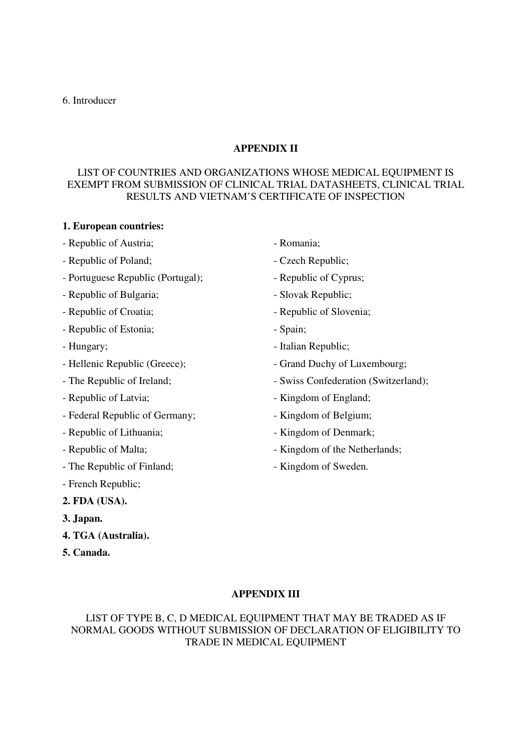6. Introducer

## APPENDIX II

LIST OF COUNTRIES AND ORGANIZATIONS WHOSE MEDICAL EQUIPMENT IS EXEMPT FROM SUBMISSION OF CLINICAL TRIAL DATASHEETS, CLINICAL TRIAL RESULTS AND VIETNAM'S CERTIFICATE OF INSPECTION

**1. European countries:**

- Republic of Austria;
- Republic of Poland;
- Portuguese Republic (Portugal);
- Republic of Bulgaria;
- Republic of Croatia;
- Republic of Estonia;
- Hungary;
- Hellenic Republic (Greece);
- The Republic of Ireland;
- Republic of Latvia;
- Federal Republic of Germany;
- Republic of Lithuania;
- Republic of Malta;
- The Republic of Finland;
- French Republic;
- Romania;
- Czech Republic;
- Republic of Cyprus;
- Slovak Republic;
- Republic of Slovenia;
- Spain;
- Italian Republic;
- Grand Duchy of Luxembourg;
- Swiss Confederation (Switzerland);
- Kingdom of England;
- Kingdom of Belgium;
- Kingdom of Denmark;
- Kingdom of the Netherlands;
- Kingdom of Sweden.

**2. FDA (USA).**

**3. Japan.**

**4. TGA (Australia).**

**5. Canada.**

## APPENDIX III

LIST OF TYPE B, C, D MEDICAL EQUIPMENT THAT MAY BE TRADED AS IF NORMAL GOODS WITHOUT SUBMISSION OF DECLARATION OF ELIGIBILITY TO TRADE IN MEDICAL EQUIPMENT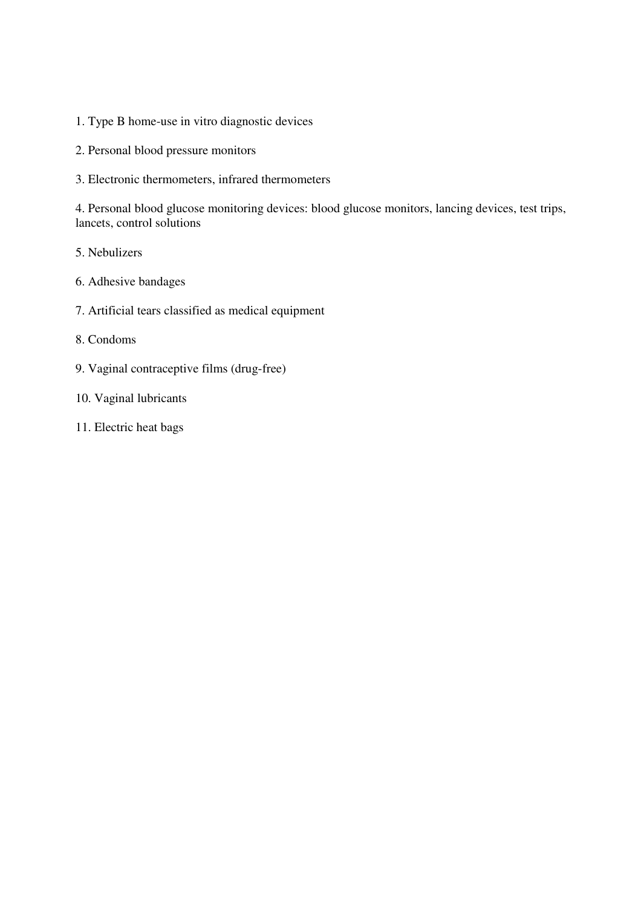1. Type B home-use in vitro diagnostic devices

2. Personal blood pressure monitors

3. Electronic thermometers, infrared thermometers

4. Personal blood glucose monitoring devices: blood glucose monitors, lancing devices, test trips, lancets, control solutions

5. Nebulizers

6. Adhesive bandages

7. Artificial tears classified as medical equipment

8. Condoms

9. Vaginal contraceptive films (drug-free)

10. Vaginal lubricants

11. Electric heat bags